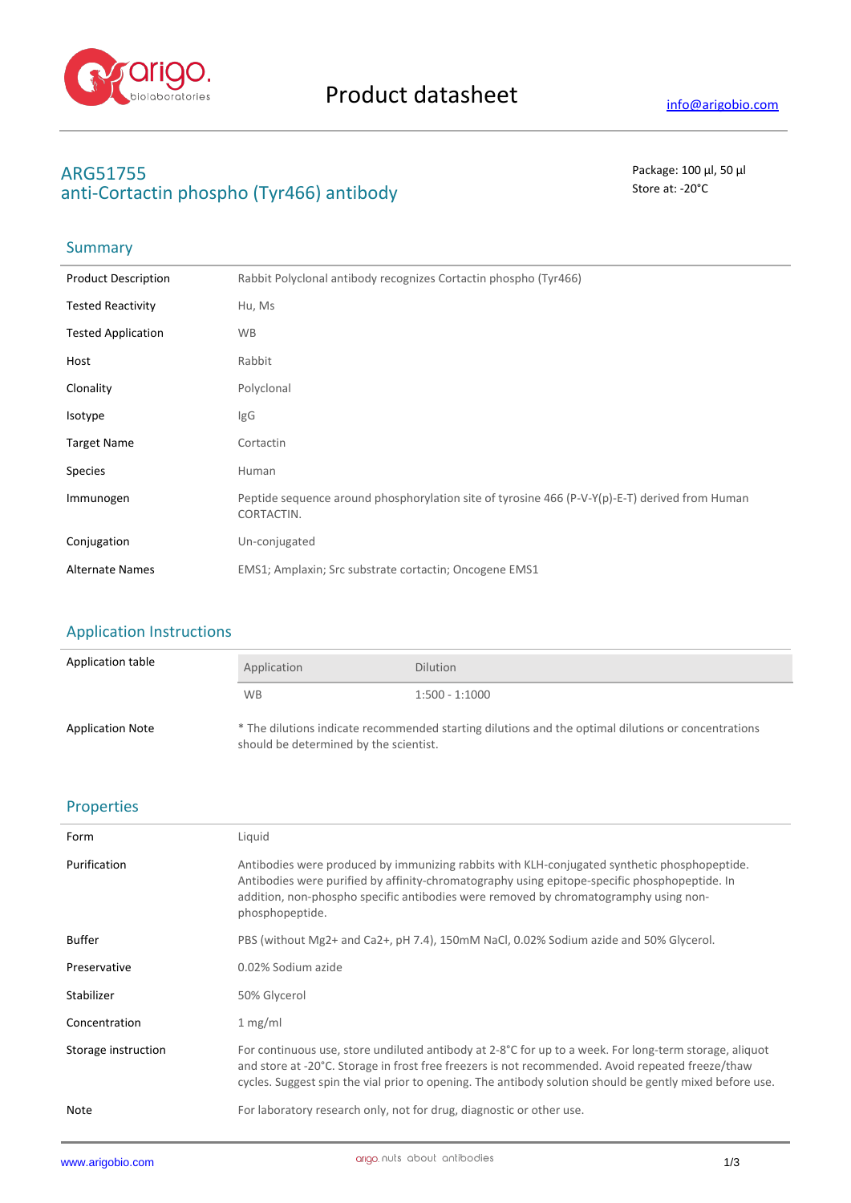Product datasheet

info@arigobio.com

# ARG51755
# anti-Cortactin phospho (Tyr466) antibody

Package: 100 μl, 50 μl
Store at: -20°C

## Summary

| | |
|---|---|
| Product Description | Rabbit Polyclonal antibody recognizes Cortactin phospho (Tyr466) |
| Tested Reactivity | Hu, Ms |
| Tested Application | WB |
| Host | Rabbit |
| Clonality | Polyclonal |
| Isotype | IgG |
| Target Name | Cortactin |
| Species | Human |
| Immunogen | Peptide sequence around phosphorylation site of tyrosine 466 (P-V-Y(p)-E-T) derived from Human CORTACTIN. |
| Conjugation | Un-conjugated |
| Alternate Names | EMS1; Amplaxin; Src substrate cortactin; Oncogene EMS1 |

## Application Instructions

Application table

| Application | Dilution |
|---|---|
| WB | 1:500 - 1:1000 |

Application Note: * The dilutions indicate recommended starting dilutions and the optimal dilutions or concentrations should be determined by the scientist.

## Properties

| | |
|---|---|
| Form | Liquid |
| Purification | Antibodies were produced by immunizing rabbits with KLH-conjugated synthetic phosphopeptide. Antibodies were purified by affinity-chromatography using epitope-specific phosphopeptide. In addition, non-phospho specific antibodies were removed by chromatogramphy using non-phosphopeptide. |
| Buffer | PBS (without $Mg^{2+}$ and $Ca^{2+}$, pH 7.4), 150mM NaCl, 0.02% Sodium azide and 50% Glycerol. |
| Preservative | 0.02% Sodium azide |
| Stabilizer | 50% Glycerol |
| Concentration | 1 mg/ml |
| Storage instruction | For continuous use, store undiluted antibody at 2-8°C for up to a week. For long-term storage, aliquot and store at -20°C. Storage in frost free freezers is not recommended. Avoid repeated freeze/thaw cycles. Suggest spin the vial prior to opening. The antibody solution should be gently mixed before use. |
| Note | For laboratory research only, not for drug, diagnostic or other use. |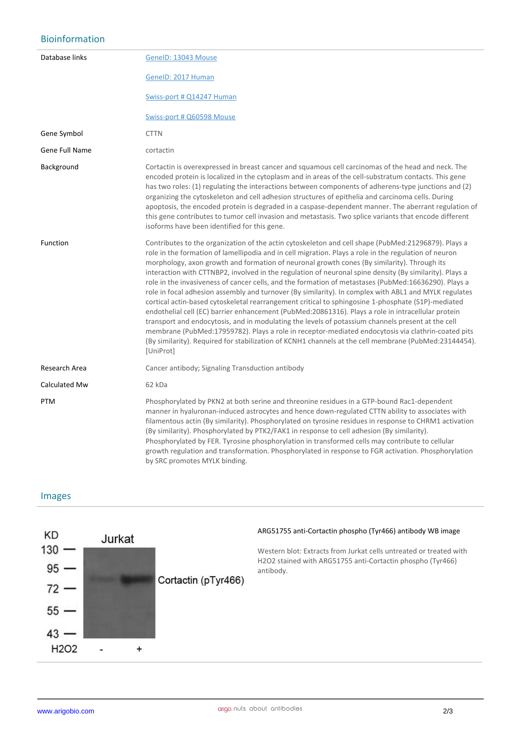## Bioinformation

| | |
|---|---|
| Database links | [GeneID: 13043 Mouse](#) |
| | [GeneID: 2017 Human](#) |
| | [Swiss-port # Q14247 Human](#) |
| | [Swiss-port # Q60598 Mouse](#) |
| Gene Symbol | CTTN |
| Gene Full Name | cortactin |
| Background | Cortactin is overexpressed in breast cancer and squamous cell carcinomas of the head and neck. The encoded protein is localized in the cytoplasm and in areas of the cell-substratum contacts. This gene has two roles: (1) regulating the interactions between components of adherens-type junctions and (2) organizing the cytoskeleton and cell adhesion structures of epithelia and carcinoma cells. During apoptosis, the encoded protein is degraded in a caspase-dependent manner. The aberrant regulation of this gene contributes to tumor cell invasion and metastasis. Two splice variants that encode different isoforms have been identified for this gene. |
| Function | Contributes to the organization of the actin cytoskeleton and cell shape (PubMed:21296879). Plays a role in the formation of lamellipodia and in cell migration. Plays a role in the regulation of neuron morphology, axon growth and formation of neuronal growth cones (By similarity). Through its interaction with CTTNBP2, involved in the regulation of neuronal spine density (By similarity). Plays a role in the invasiveness of cancer cells, and the formation of metastases (PubMed:16636290). Plays a role in focal adhesion assembly and turnover (By similarity). In complex with ABL1 and MYLK regulates cortical actin-based cytoskeletal rearrangement critical to sphingosine 1-phosphate (S1P)-mediated endothelial cell (EC) barrier enhancement (PubMed:20861316). Plays a role in intracellular protein transport and endocytosis, and in modulating the levels of potassium channels present at the cell membrane (PubMed:17959782). Plays a role in receptor-mediated endocytosis via clathrin-coated pits (By similarity). Required for stabilization of KCNH1 channels at the cell membrane (PubMed:23144454). [UniProt] |
| Research Area | Cancer antibody; Signaling Transduction antibody |
| Calculated Mw | 62 kDa |
| PTM | Phosphorylated by PKN2 at both serine and threonine residues in a GTP-bound Rac1-dependent manner in hyaluronan-induced astrocytes and hence down-regulated CTTN ability to associates with filamentous actin (By similarity). Phosphorylated on tyrosine residues in response to CHRM1 activation (By similarity). Phosphorylated by PTK2/FAK1 in response to cell adhesion (By similarity). Phosphorylated by FER. Tyrosine phosphorylation in transformed cells may contribute to cellular growth regulation and transformation. Phosphorylated in response to FGR activation. Phosphorylation by SRC promotes MYLK binding. |

## Images

**ARG51755 anti-Cortactin phospho (Tyr466) antibody WB image**

Western blot: Extracts from Jurkat cells untreated or treated with $H_2O_2$ stained with ARG51755 anti-Cortactin phospho (Tyr466) antibody.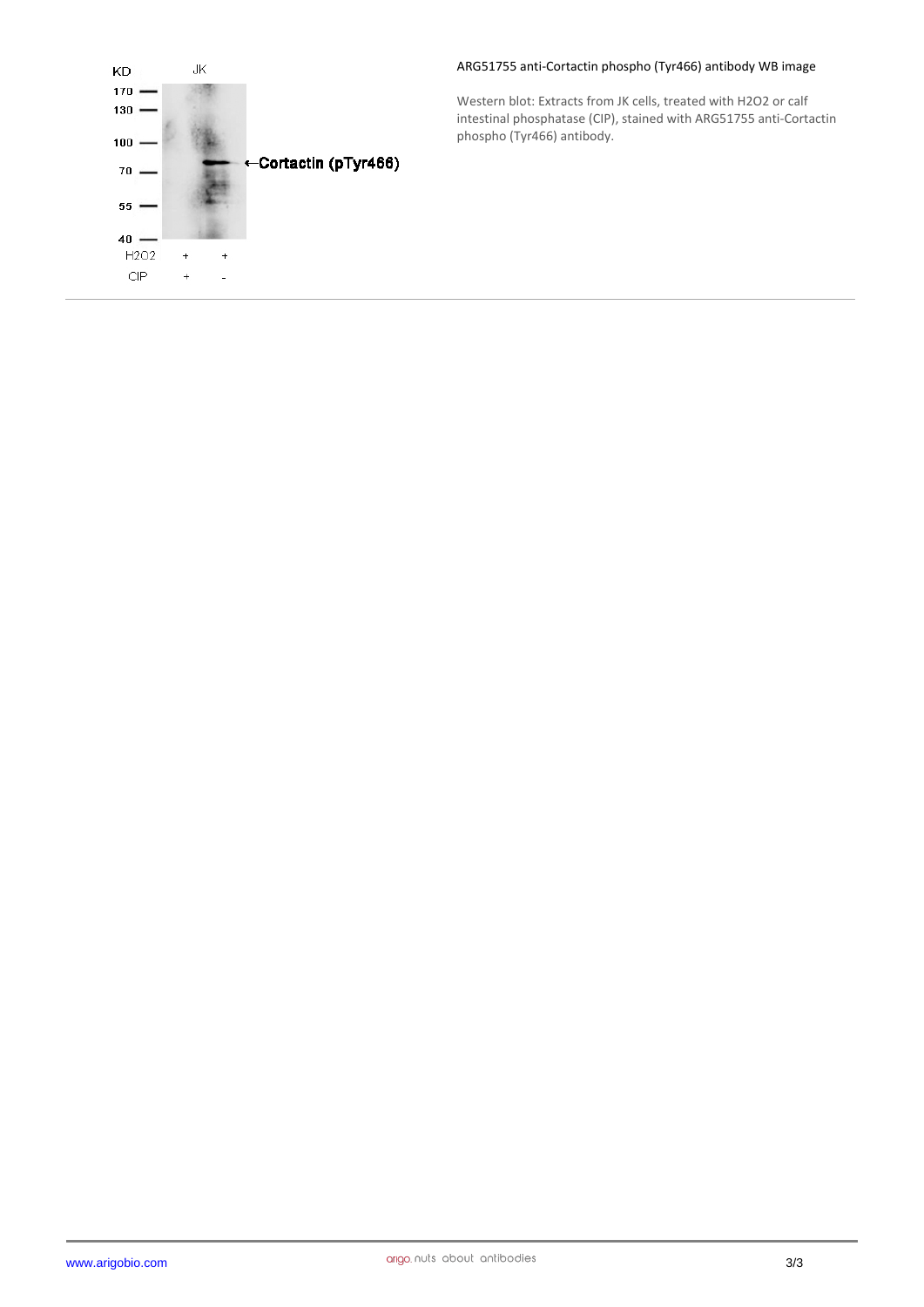KD

JK

170

130

100

70

55

40

←Cortactin (pTyr466)

H2O2 + +

CIP + -

ARG51755 anti-Cortactin phospho (Tyr466) antibody WB image

Western blot: Extracts from JK cells, treated with $H_2O_2$ or calf intestinal phosphatase (CIP), stained with ARG51755 anti-Cortactin phospho (Tyr466) antibody.